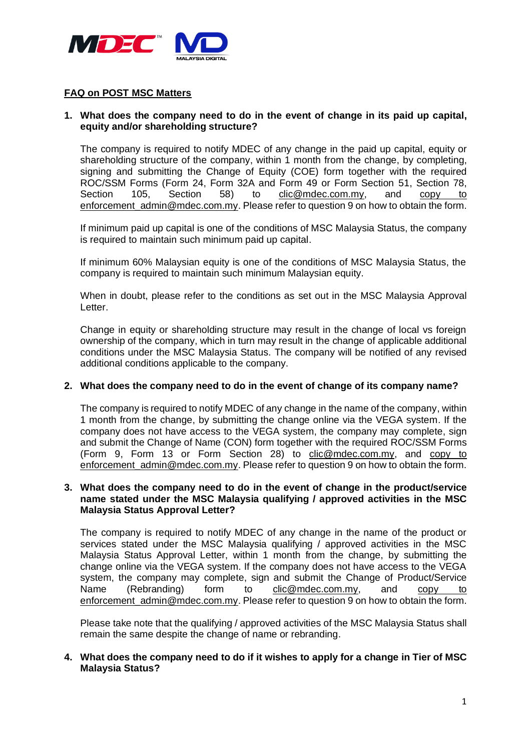## FAQ on POST MSC Matters

1. **What does the company need to do in the event of change in its paid up capital, equity and/or shareholding structure?**

   The company is required to notify MDEC of any change in the paid up capital, equity or shareholding structure of the company, within 1 month from the change, by completing, signing and submitting the Change of Equity (COE) form together with the required ROC/SSM Forms (Form 24, Form 32A and Form 49 or Form Section 51, Section 78, Section 105, Section 58) to clic@mdec.com.my, and copy to enforcement_admin@mdec.com.my. Please refer to question 9 on how to obtain the form.

   If minimum paid up capital is one of the conditions of MSC Malaysia Status, the company is required to maintain such minimum paid up capital.

   If minimum 60% Malaysian equity is one of the conditions of MSC Malaysia Status, the company is required to maintain such minimum Malaysian equity.

   When in doubt, please refer to the conditions as set out in the MSC Malaysia Approval Letter.

   Change in equity or shareholding structure may result in the change of local vs foreign ownership of the company, which in turn may result in the change of applicable additional conditions under the MSC Malaysia Status. The company will be notified of any revised additional conditions applicable to the company.

2. **What does the company need to do in the event of change of its company name?**

   The company is required to notify MDEC of any change in the name of the company, within 1 month from the change, by submitting the change online via the VEGA system. If the company does not have access to the VEGA system, the company may complete, sign and submit the Change of Name (CON) form together with the required ROC/SSM Forms (Form 9, Form 13 or Form Section 28) to clic@mdec.com.my, and copy to enforcement_admin@mdec.com.my. Please refer to question 9 on how to obtain the form.

3. **What does the company need to do in the event of change in the product/service name stated under the MSC Malaysia qualifying / approved activities in the MSC Malaysia Status Approval Letter?**

   The company is required to notify MDEC of any change in the name of the product or services stated under the MSC Malaysia qualifying / approved activities in the MSC Malaysia Status Approval Letter, within 1 month from the change, by submitting the change online via the VEGA system. If the company does not have access to the VEGA system, the company may complete, sign and submit the Change of Product/Service Name (Rebranding) form to clic@mdec.com.my, and copy to enforcement_admin@mdec.com.my. Please refer to question 9 on how to obtain the form.

   Please take note that the qualifying / approved activities of the MSC Malaysia Status shall remain the same despite the change of name or rebranding.

4. **What does the company need to do if it wishes to apply for a change in Tier of MSC Malaysia Status?**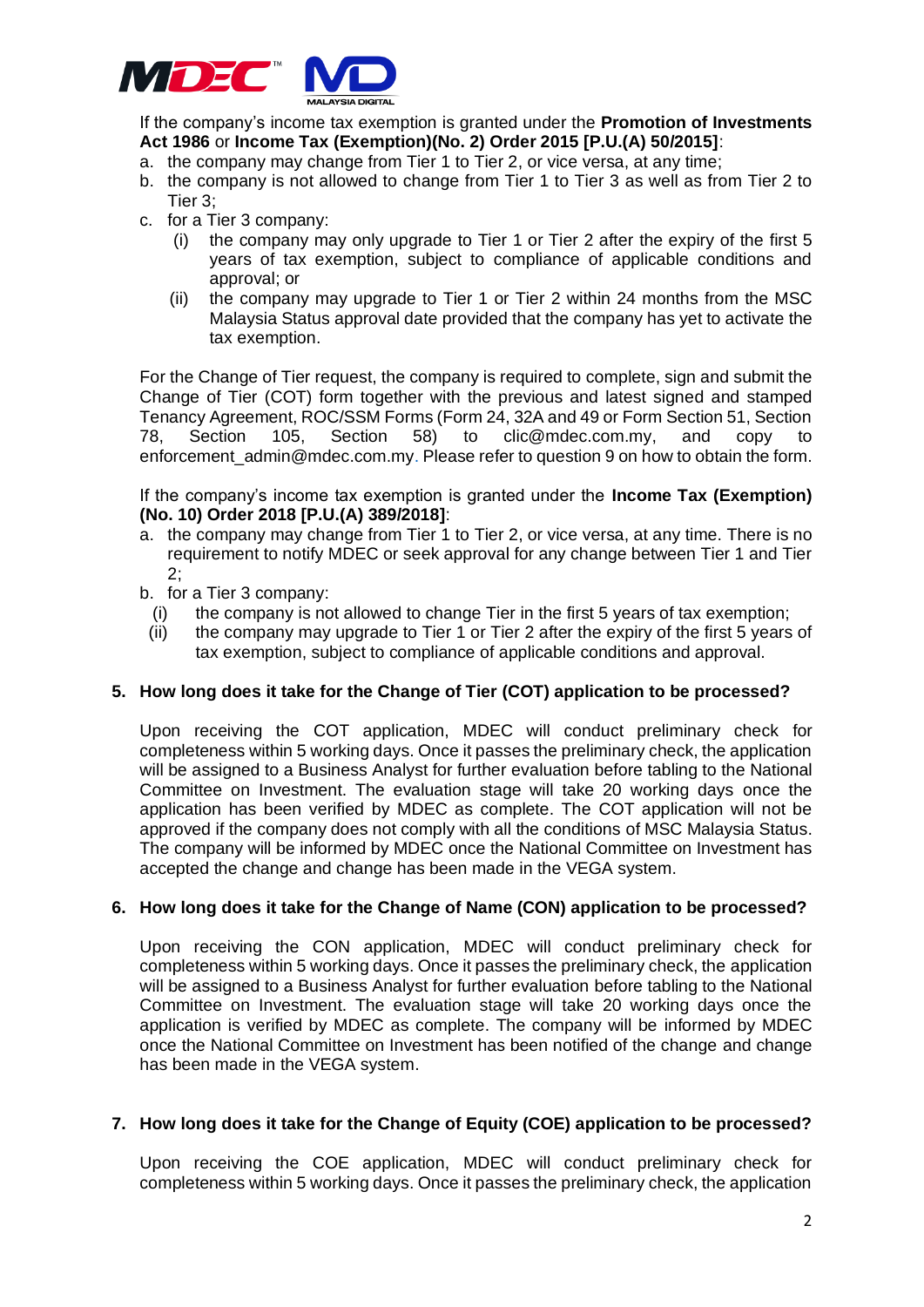If the company's income tax exemption is granted under the **Promotion of Investments Act 1986** or **Income Tax (Exemption)(No. 2) Order 2015 [P.U.(A) 50/2015]**:

a. the company may change from Tier 1 to Tier 2, or vice versa, at any time;
b. the company is not allowed to change from Tier 1 to Tier 3 as well as from Tier 2 to Tier 3;
c. for a Tier 3 company:
   (i) the company may only upgrade to Tier 1 or Tier 2 after the expiry of the first 5 years of tax exemption, subject to compliance of applicable conditions and approval; or
   (ii) the company may upgrade to Tier 1 or Tier 2 within 24 months from the MSC Malaysia Status approval date provided that the company has yet to activate the tax exemption.

For the Change of Tier request, the company is required to complete, sign and submit the Change of Tier (COT) form together with the previous and latest signed and stamped Tenancy Agreement, ROC/SSM Forms (Form 24, 32A and 49 or Form Section 51, Section 78, Section 105, Section 58) to clic@mdec.com.my, and copy to enforcement_admin@mdec.com.my. Please refer to question 9 on how to obtain the form.

If the company's income tax exemption is granted under the **Income Tax (Exemption) (No. 10) Order 2018 [P.U.(A) 389/2018]**:

a. the company may change from Tier 1 to Tier 2, or vice versa, at any time. There is no requirement to notify MDEC or seek approval for any change between Tier 1 and Tier 2;
b. for a Tier 3 company:
   (i) the company is not allowed to change Tier in the first 5 years of tax exemption;
   (ii) the company may upgrade to Tier 1 or Tier 2 after the expiry of the first 5 years of tax exemption, subject to compliance of applicable conditions and approval.

**5. How long does it take for the Change of Tier (COT) application to be processed?**

Upon receiving the COT application, MDEC will conduct preliminary check for completeness within 5 working days. Once it passes the preliminary check, the application will be assigned to a Business Analyst for further evaluation before tabling to the National Committee on Investment. The evaluation stage will take 20 working days once the application has been verified by MDEC as complete. The COT application will not be approved if the company does not comply with all the conditions of MSC Malaysia Status. The company will be informed by MDEC once the National Committee on Investment has accepted the change and change has been made in the VEGA system.

**6. How long does it take for the Change of Name (CON) application to be processed?**

Upon receiving the CON application, MDEC will conduct preliminary check for completeness within 5 working days. Once it passes the preliminary check, the application will be assigned to a Business Analyst for further evaluation before tabling to the National Committee on Investment. The evaluation stage will take 20 working days once the application is verified by MDEC as complete. The company will be informed by MDEC once the National Committee on Investment has been notified of the change and change has been made in the VEGA system.

**7. How long does it take for the Change of Equity (COE) application to be processed?**

Upon receiving the COE application, MDEC will conduct preliminary check for completeness within 5 working days. Once it passes the preliminary check, the application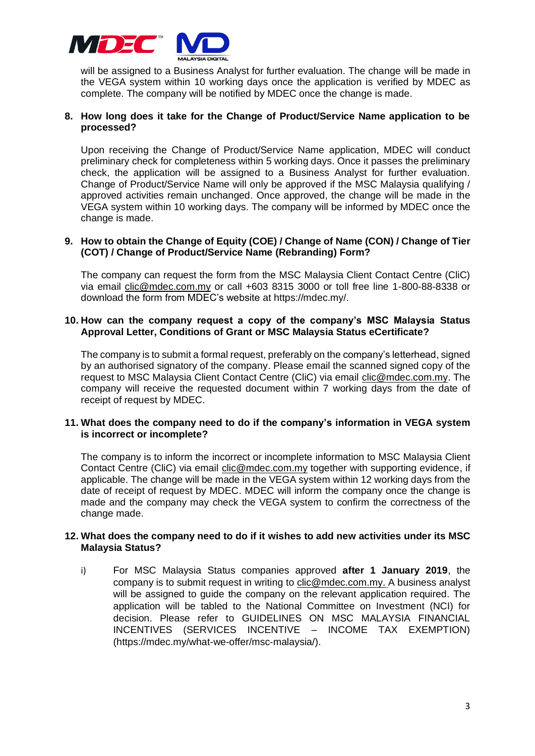will be assigned to a Business Analyst for further evaluation. The change will be made in the VEGA system within 10 working days once the application is verified by MDEC as complete. The company will be notified by MDEC once the change is made.

**8. How long does it take for the Change of Product/Service Name application to be processed?**

Upon receiving the Change of Product/Service Name application, MDEC will conduct preliminary check for completeness within 5 working days. Once it passes the preliminary check, the application will be assigned to a Business Analyst for further evaluation. Change of Product/Service Name will only be approved if the MSC Malaysia qualifying / approved activities remain unchanged. Once approved, the change will be made in the VEGA system within 10 working days. The company will be informed by MDEC once the change is made.

**9. How to obtain the Change of Equity (COE) / Change of Name (CON) / Change of Tier (COT) / Change of Product/Service Name (Rebranding) Form?**

The company can request the form from the MSC Malaysia Client Contact Centre (CliC) via email clic@mdec.com.my or call +603 8315 3000 or toll free line 1-800-88-8338 or download the form from MDEC's website at https://mdec.my/.

**10. How can the company request a copy of the company's MSC Malaysia Status Approval Letter, Conditions of Grant or MSC Malaysia Status eCertificate?**

The company is to submit a formal request, preferably on the company's letterhead, signed by an authorised signatory of the company. Please email the scanned signed copy of the request to MSC Malaysia Client Contact Centre (CliC) via email clic@mdec.com.my. The company will receive the requested document within 7 working days from the date of receipt of request by MDEC.

**11. What does the company need to do if the company's information in VEGA system is incorrect or incomplete?**

The company is to inform the incorrect or incomplete information to MSC Malaysia Client Contact Centre (CliC) via email clic@mdec.com.my together with supporting evidence, if applicable. The change will be made in the VEGA system within 12 working days from the date of receipt of request by MDEC. MDEC will inform the company once the change is made and the company may check the VEGA system to confirm the correctness of the change made.

**12. What does the company need to do if it wishes to add new activities under its MSC Malaysia Status?**

i) For MSC Malaysia Status companies approved **after 1 January 2019**, the company is to submit request in writing to clic@mdec.com.my. A business analyst will be assigned to guide the company on the relevant application required. The application will be tabled to the National Committee on Investment (NCI) for decision. Please refer to GUIDELINES ON MSC MALAYSIA FINANCIAL INCENTIVES (SERVICES INCENTIVE – INCOME TAX EXEMPTION) (https://mdec.my/what-we-offer/msc-malaysia/).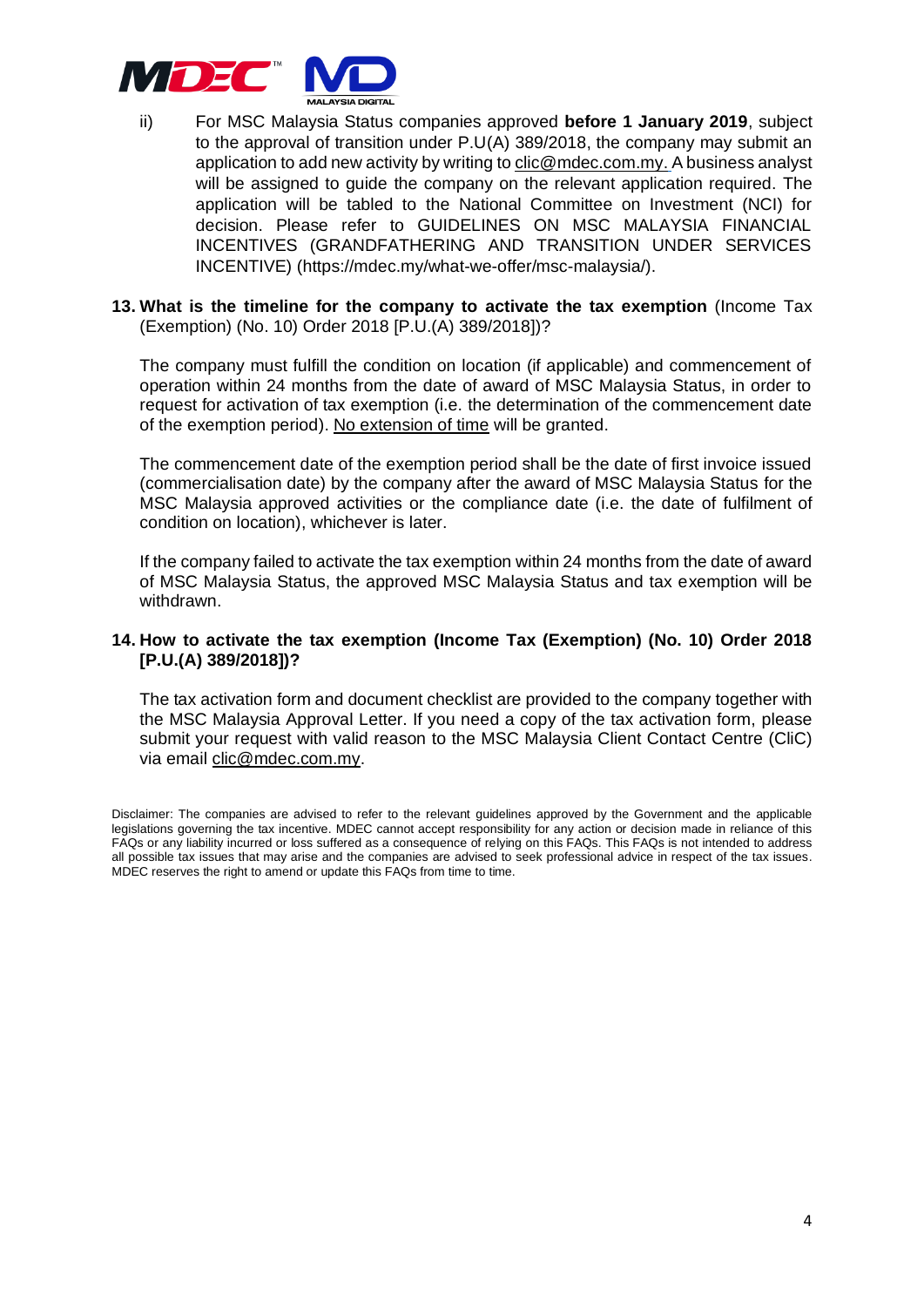ii) For MSC Malaysia Status companies approved **before 1 January 2019**, subject to the approval of transition under P.U(A) 389/2018, the company may submit an application to add new activity by writing to clic@mdec.com.my. A business analyst will be assigned to guide the company on the relevant application required. The application will be tabled to the National Committee on Investment (NCI) for decision. Please refer to GUIDELINES ON MSC MALAYSIA FINANCIAL INCENTIVES (GRANDFATHERING AND TRANSITION UNDER SERVICES INCENTIVE) (https://mdec.my/what-we-offer/msc-malaysia/).

**13. What is the timeline for the company to activate the tax exemption** (Income Tax (Exemption) (No. 10) Order 2018 [P.U.(A) 389/2018])?

The company must fulfill the condition on location (if applicable) and commencement of operation within 24 months from the date of award of MSC Malaysia Status, in order to request for activation of tax exemption (i.e. the determination of the commencement date of the exemption period). No extension of time will be granted.

The commencement date of the exemption period shall be the date of first invoice issued (commercialisation date) by the company after the award of MSC Malaysia Status for the MSC Malaysia approved activities or the compliance date (i.e. the date of fulfilment of condition on location), whichever is later.

If the company failed to activate the tax exemption within 24 months from the date of award of MSC Malaysia Status, the approved MSC Malaysia Status and tax exemption will be withdrawn.

**14. How to activate the tax exemption (Income Tax (Exemption) (No. 10) Order 2018 [P.U.(A) 389/2018])?**

The tax activation form and document checklist are provided to the company together with the MSC Malaysia Approval Letter. If you need a copy of the tax activation form, please submit your request with valid reason to the MSC Malaysia Client Contact Centre (CliC) via email clic@mdec.com.my.

Disclaimer: The companies are advised to refer to the relevant guidelines approved by the Government and the applicable legislations governing the tax incentive. MDEC cannot accept responsibility for any action or decision made in reliance of this FAQs or any liability incurred or loss suffered as a consequence of relying on this FAQs. This FAQs is not intended to address all possible tax issues that may arise and the companies are advised to seek professional advice in respect of the tax issues. MDEC reserves the right to amend or update this FAQs from time to time.